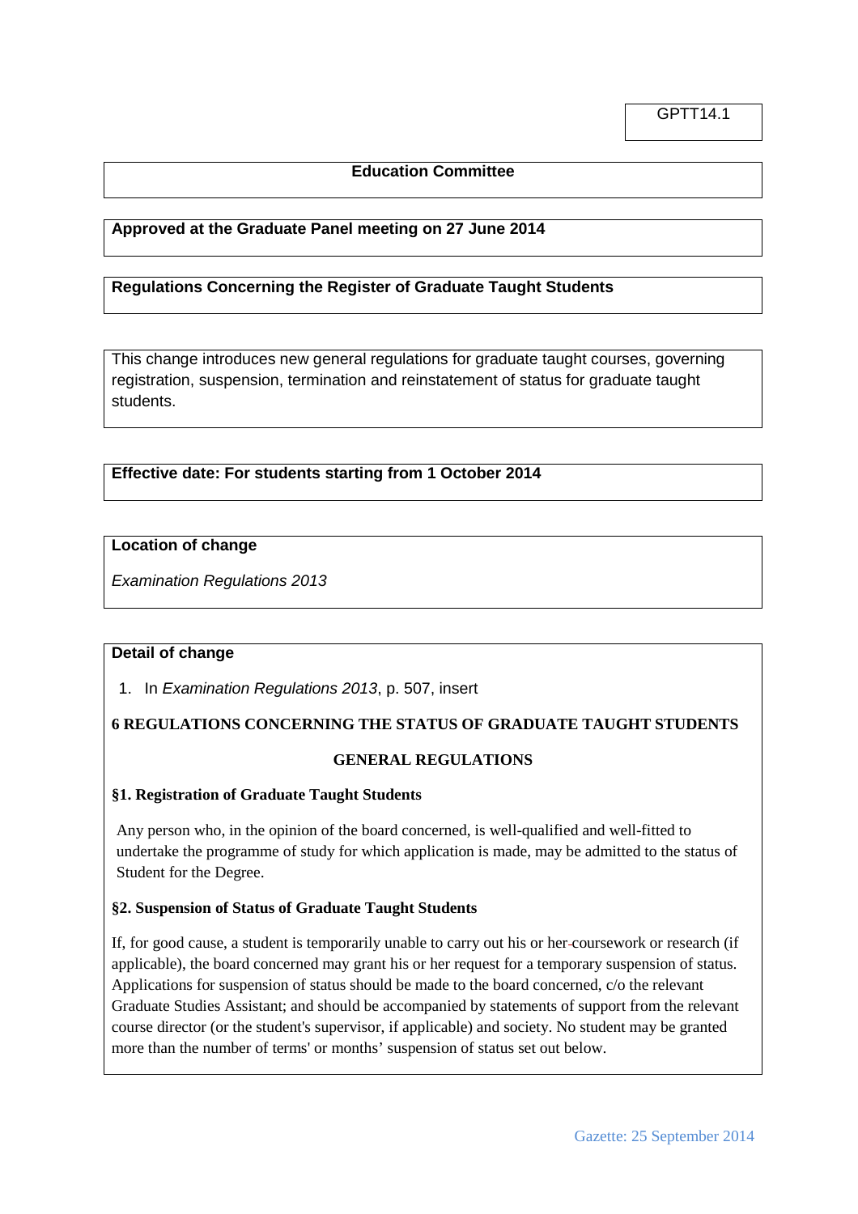GPTT14.1

**Education Committee**

**Approved at the Graduate Panel meeting on 27 June 2014**

**Regulations Concerning the Register of Graduate Taught Students**

This change introduces new general regulations for graduate taught courses, governing registration, suspension, termination and reinstatement of status for graduate taught students.

**Effective date: For students starting from 1 October 2014**

**Location of change**

*Examination Regulations 2013*

**Detail of change**

1. In *Examination Regulations 2013*, p. 507, insert

**6 REGULATIONS CONCERNING THE STATUS OF GRADUATE TAUGHT STUDENTS**

**GENERAL REGULATIONS**

**§1. Registration of Graduate Taught Students**

Any person who, in the opinion of the board concerned, is well-qualified and well-fitted to undertake the programme of study for which application is made, may be admitted to the status of Student for the Degree.

**§2. Suspension of Status of Graduate Taught Students**

If, for good cause, a student is temporarily unable to carry out his or her coursework or research (if applicable), the board concerned may grant his or her request for a temporary suspension of status. Applications for suspension of status should be made to the board concerned, c/o the relevant Graduate Studies Assistant; and should be accompanied by statements of support from the relevant course director (or the student's supervisor, if applicable) and society. No student may be granted more than the number of terms' or months' suspension of status set out below.

Gazette: 25 September 2014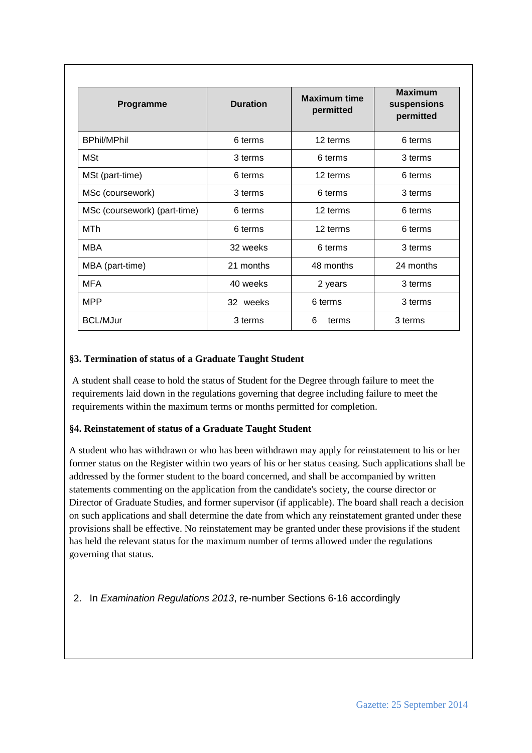| Programme | Duration | Maximum time permitted | Maximum suspensions permitted |
| --- | --- | --- | --- |
| BPhil/MPhil | 6 terms | 12 terms | 6 terms |
| MSt | 3 terms | 6 terms | 3 terms |
| MSt (part-time) | 6 terms | 12 terms | 6 terms |
| MSc (coursework) | 3 terms | 6 terms | 3 terms |
| MSc (coursework) (part-time) | 6 terms | 12 terms | 6 terms |
| MTh | 6 terms | 12 terms | 6 terms |
| MBA | 32 weeks | 6 terms | 3 terms |
| MBA (part-time) | 21 months | 48 months | 24 months |
| MFA | 40 weeks | 2 years | 3 terms |
| MPP | 32 weeks | 6 terms | 3 terms |
| BCL/MJur | 3 terms | 6 terms | 3 terms |

**§3. Termination of status of a Graduate Taught Student**

A student shall cease to hold the status of Student for the Degree through failure to meet the requirements laid down in the regulations governing that degree including failure to meet the requirements within the maximum terms or months permitted for completion.

**§4. Reinstatement of status of a Graduate Taught Student**

A student who has withdrawn or who has been withdrawn may apply for reinstatement to his or her former status on the Register within two years of his or her status ceasing. Such applications shall be addressed by the former student to the board concerned, and shall be accompanied by written statements commenting on the application from the candidate's society, the course director or Director of Graduate Studies, and former supervisor (if applicable). The board shall reach a decision on such applications and shall determine the date from which any reinstatement granted under these provisions shall be effective. No reinstatement may be granted under these provisions if the student has held the relevant status for the maximum number of terms allowed under the regulations governing that status.

2. In *Examination Regulations 2013*, re-number Sections 6-16 accordingly